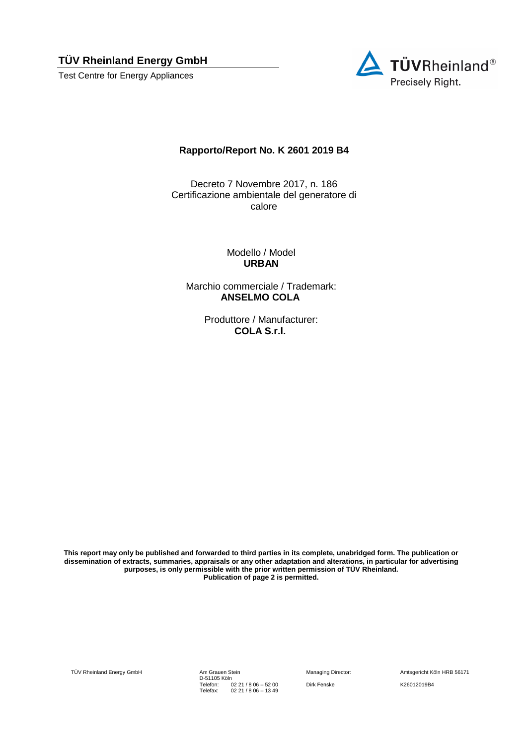**TÜV Rheinland Energy GmbH**

Test Centre for Energy Appliances

TÜVRheinland®
Precisely Right.

## Rapporto/Report No. K 2601 2019 B4

Decreto 7 Novembre 2017, n. 186
Certificazione ambientale del generatore di calore

Modello / Model
**URBAN**

Marchio commerciale / Trademark:
**ANSELMO COLA**

Produttore / Manufacturer:
**COLA S.r.l.**

**This report may only be published and forwarded to third parties in its complete, unabridged form. The publication or dissemination of extracts, summaries, appraisals or any other adaptation and alterations, in particular for advertising purposes, is only permissible with the prior written permission of TÜV Rheinland.**
**Publication of page 2 is permitted.**

TÜV Rheinland Energy GmbH
Am Grauen Stein
D-51105 Köln
Telefon: 02 21 / 8 06 – 52 00
Telefax: 02 21 / 8 06 – 13 49
Managing Director: Dirk Fenske
Amtsgericht Köln HRB 56171
K26012019B4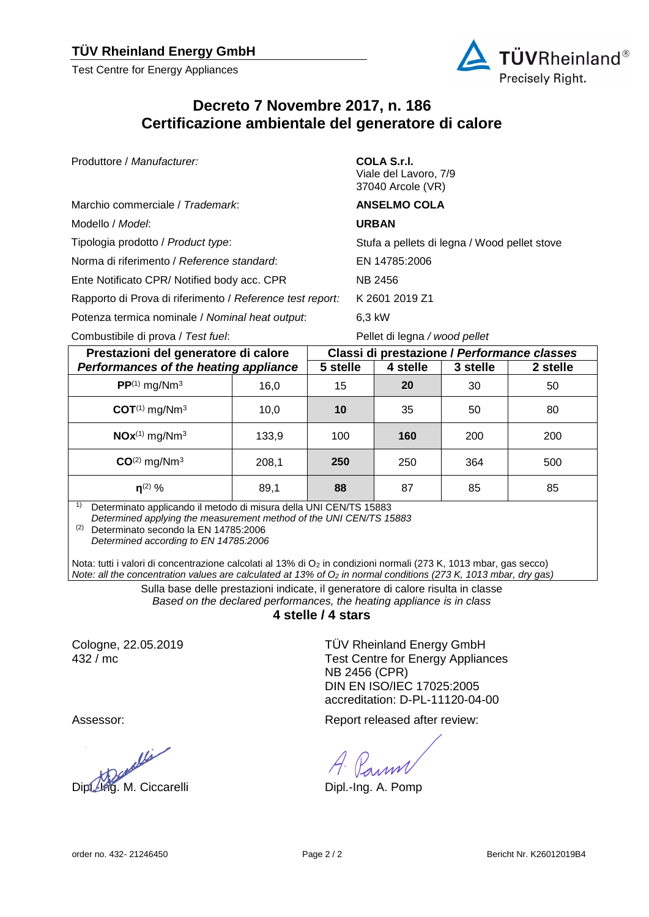**TÜV Rheinland Energy GmbH**

Test Centre for Energy Appliances

# Decreto 7 Novembre 2017, n. 186
# Certificazione ambientale del generatore di calore

| | |
|---|---|
| Produttore / *Manufacturer:* | **COLA S.r.l.** Viale del Lavoro, 7/9 37040 Arcole (VR) |
| Marchio commerciale / *Trademark*: | **ANSELMO COLA** |
| Modello / *Model*: | **URBAN** |
| Tipologia prodotto / *Product type*: | Stufa a pellets di legna / Wood pellet stove |
| Norma di riferimento / *Reference standard*: | EN 14785:2006 |
| Ente Notificato CPR/ Notified body acc. CPR | NB 2456 |
| Rapporto di Prova di riferimento / *Reference test report:* | K 2601 2019 Z1 |
| Potenza termica nominale / *Nominal heat output*: | 6,3 kW |
| Combustibile di prova / *Test fuel*: | Pellet di legna / *wood pellet* |

| **Prestazioni del generatore di calore** *Performances of the heating appliance* | | **Classi di prestazione / *Performance classes*** | | | |
|---|---|---|---|---|---|
| | | **5 stelle** | **4 stelle** | **3 stelle** | **2 stelle** |
| **PP**(1) mg/Nm³ | 16,0 | 15 | **20** | 30 | 50 |
| **COT**(1) mg/Nm³ | 10,0 | **10** | 35 | 50 | 80 |
| **NOx**(1) mg/Nm³ | 133,9 | 100 | **160** | 200 | 200 |
| **CO**(2) mg/Nm³ | 208,1 | **250** | 250 | 364 | 500 |
| **η**(2) % | 89,1 | **88** | 87 | 85 | 85 |

(1) Determinato applicando il metodo di misura della UNI CEN/TS 15883
*Determined applying the measurement method of the UNI CEN/TS 15883*

(2) Determinato secondo la EN 14785:2006
*Determined according to EN 14785:2006*

Nota: tutti i valori di concentrazione calcolati al 13% di $O_2$ in condizioni normali (273 K, 1013 mbar, gas secco)
*Note: all the concentration values are calculated at 13% of $O_2$ in normal conditions (273 K, 1013 mbar, dry gas)*

Sulla base delle prestazioni indicate, il generatore di calore risulta in classe
*Based on the declared performances, the heating appliance is in class*

**4 stelle / 4 stars**

Cologne, 22.05.2019
432 / mc

TÜV Rheinland Energy GmbH
Test Centre for Energy Appliances
NB 2456 (CPR)
DIN EN ISO/IEC 17025:2005
accreditation: D-PL-11120-04-00

Assessor:

Dipl.-Ing. M. Ciccarelli

Report released after review:

Dipl.-Ing. A. Pomp

order no. 432- 21246450

Bericht Nr. K26012019B4